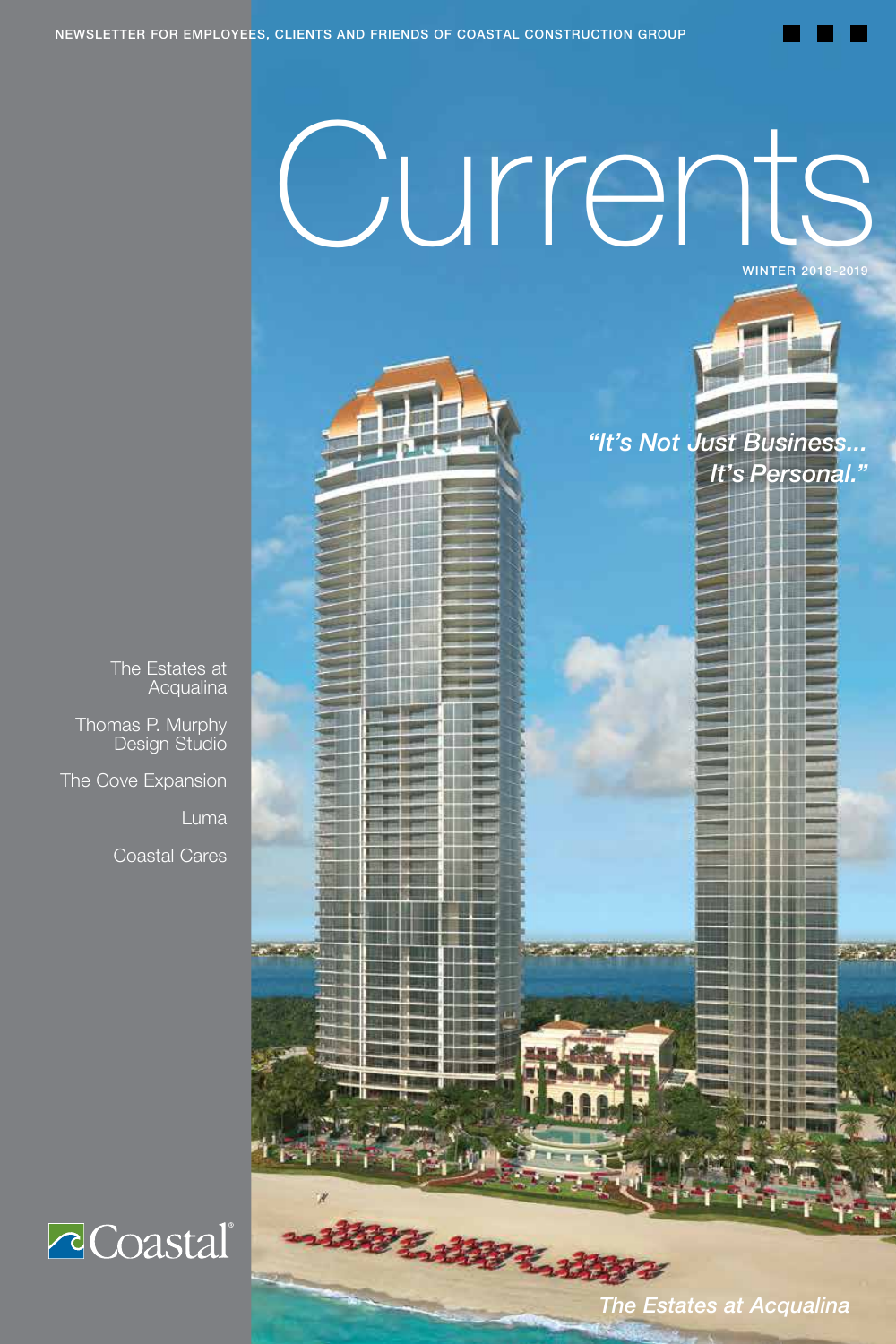NEWSLETTER FOR EMPLOYEES, CLIENTS AND FRIENDS OF COASTAL CONSTRUCTION GROUP

# Currents

WINTER 2018-2019

*"It's Not Just Business... It's Personal."*

- The Estates at Acqualina
- Thomas P. Murphy Design Studio
- The Cove Expansion
- Luma
- Coastal Cares

Coastal

*The Estates at Acqualina*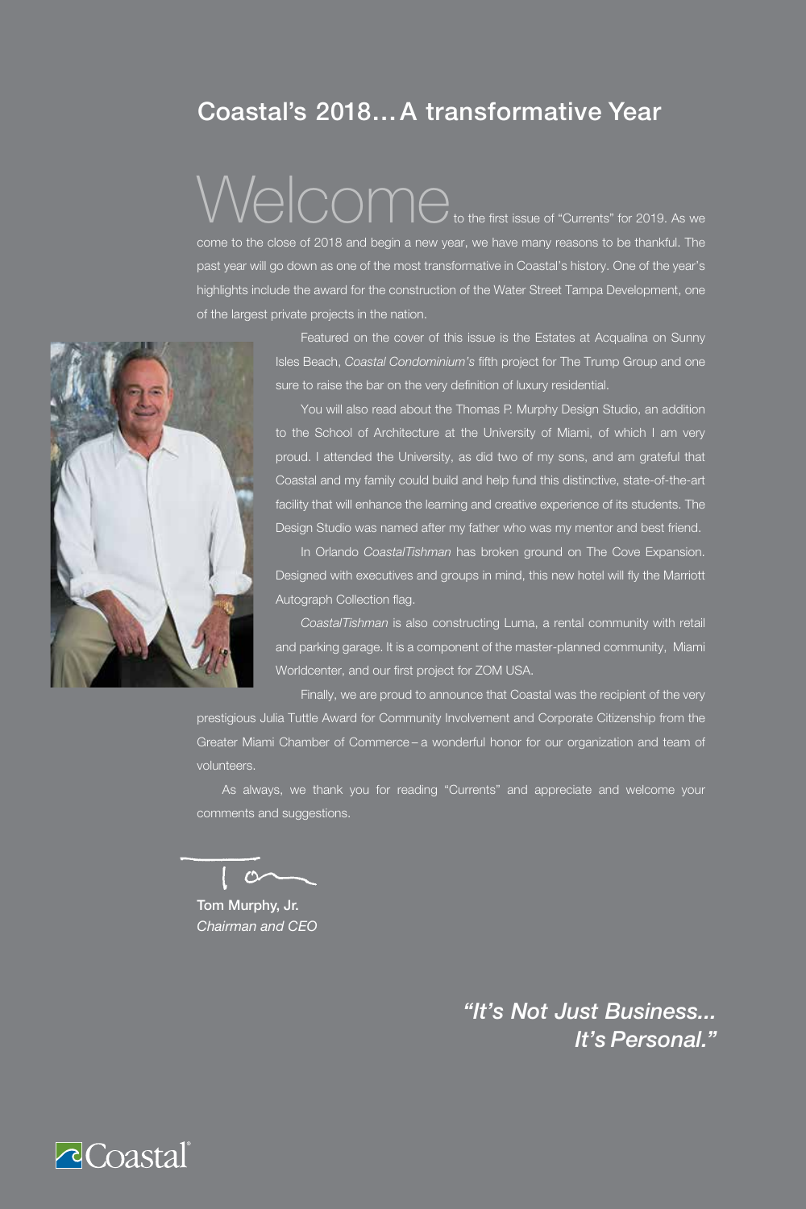## Coastal's 2018… A transformative Year

Welcome to the first issue of "Currents" for 2019. As we come to the close of 2018 and begin a new year, we have many reasons to be thankful. The past year will go down as one of the most transformative in Coastal's history. One of the year's highlights include the award for the construction of the Water Street Tampa Development, one of the largest private projects in the nation.

Featured on the cover of this issue is the Estates at Acqualina on Sunny Isles Beach, *Coastal Condominium's* fifth project for The Trump Group and one sure to raise the bar on the very definition of luxury residential.

You will also read about the Thomas P. Murphy Design Studio, an addition to the School of Architecture at the University of Miami, of which I am very proud. I attended the University, as did two of my sons, and am grateful that Coastal and my family could build and help fund this distinctive, state-of-the-art facility that will enhance the learning and creative experience of its students. The Design Studio was named after my father who was my mentor and best friend.

In Orlando *CoastalTishman* has broken ground on The Cove Expansion. Designed with executives and groups in mind, this new hotel will fly the Marriott Autograph Collection flag.

*CoastalTishman* is also constructing Luma, a rental community with retail and parking garage. It is a component of the master-planned community, Miami Worldcenter, and our first project for ZOM USA.

Finally, we are proud to announce that Coastal was the recipient of the very prestigious Julia Tuttle Award for Community Involvement and Corporate Citizenship from the Greater Miami Chamber of Commerce – a wonderful honor for our organization and team of volunteers.

As always, we thank you for reading "Currents" and appreciate and welcome your comments and suggestions.

Tom

**Tom Murphy, Jr.**
*Chairman and CEO*

***"It's Not Just Business... It's Personal."***

Coastal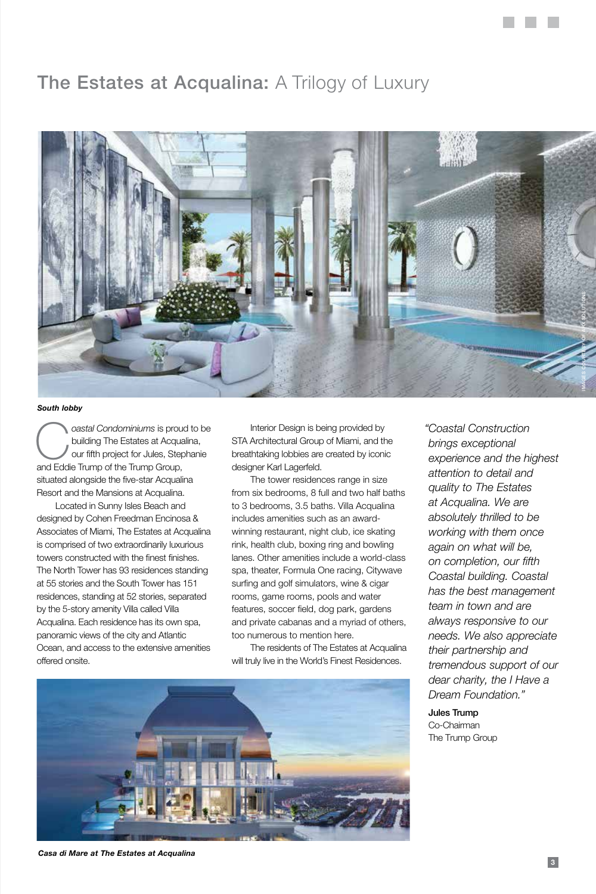# The Estates at Acqualina: A Trilogy of Luxury

IMAGES COURTESY OF ARX SOLUTIONS

*South lobby*

*Coastal Condominiums* is proud to be building The Estates at Acqualina, our fifth project for Jules, Stephanie and Eddie Trump of the Trump Group, situated alongside the five-star Acqualina Resort and the Mansions at Acqualina.

Located in Sunny Isles Beach and designed by Cohen Freedman Encinosa & Associates of Miami, The Estates at Acqualina is comprised of two extraordinarily luxurious towers constructed with the finest finishes. The North Tower has 93 residences standing at 55 stories and the South Tower has 151 residences, standing at 52 stories, separated by the 5-story amenity Villa called Villa Acqualina. Each residence has its own spa, panoramic views of the city and Atlantic Ocean, and access to the extensive amenities offered onsite.

Interior Design is being provided by STA Architectural Group of Miami, and the breathtaking lobbies are created by iconic designer Karl Lagerfeld.

The tower residences range in size from six bedrooms, 8 full and two half baths to 3 bedrooms, 3.5 baths. Villa Acqualina includes amenities such as an award-winning restaurant, night club, ice skating rink, health club, boxing ring and bowling lanes. Other amenities include a world-class spa, theater, Formula One racing, Citywave surfing and golf simulators, wine & cigar rooms, game rooms, pools and water features, soccer field, dog park, gardens and private cabanas and a myriad of others, too numerous to mention here.

The residents of The Estates at Acqualina will truly live in the World's Finest Residences.

*"Coastal Construction brings exceptional experience and the highest attention to detail and quality to The Estates at Acqualina. We are absolutely thrilled to be working with them once again on what will be, on completion, our fifth Coastal building. Coastal has the best management team in town and are always responsive to our needs. We also appreciate their partnership and tremendous support of our dear charity, the I Have a Dream Foundation."*

**Jules Trump**
Co-Chairman
The Trump Group

*Casa di Mare at The Estates at Acqualina*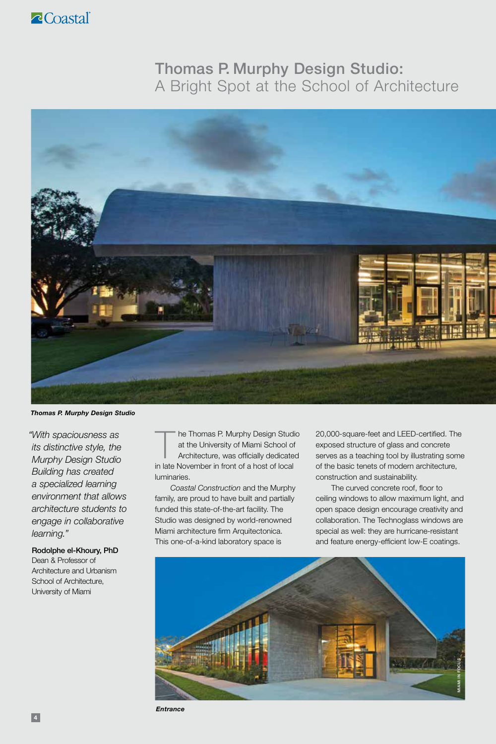# Thomas P. Murphy Design Studio:
## A Bright Spot at the School of Architecture

*Thomas P. Murphy Design Studio*

*"With spaciousness as its distinctive style, the Murphy Design Studio Building has created a specialized learning environment that allows architecture students to engage in collaborative learning."*

**Rodolphe el-Khoury, PhD**
Dean & Professor of Architecture and Urbanism
School of Architecture,
University of Miami

The Thomas P. Murphy Design Studio at the University of Miami School of Architecture, was officially dedicated in late November in front of a host of local luminaries.

*Coastal Construction* and the Murphy family, are proud to have built and partially funded this state-of-the-art facility. The Studio was designed by world-renowned Miami architecture firm Arquitectonica. This one-of-a-kind laboratory space is 20,000-square-feet and LEED-certified. The exposed structure of glass and concrete serves as a teaching tool by illustrating some of the basic tenets of modern architecture, construction and sustainability.

The curved concrete roof, floor to ceiling windows to allow maximum light, and open space design encourage creativity and collaboration. The Technoglass windows are special as well: they are hurricane-resistant and feature energy-efficient low-E coatings.

*Entrance*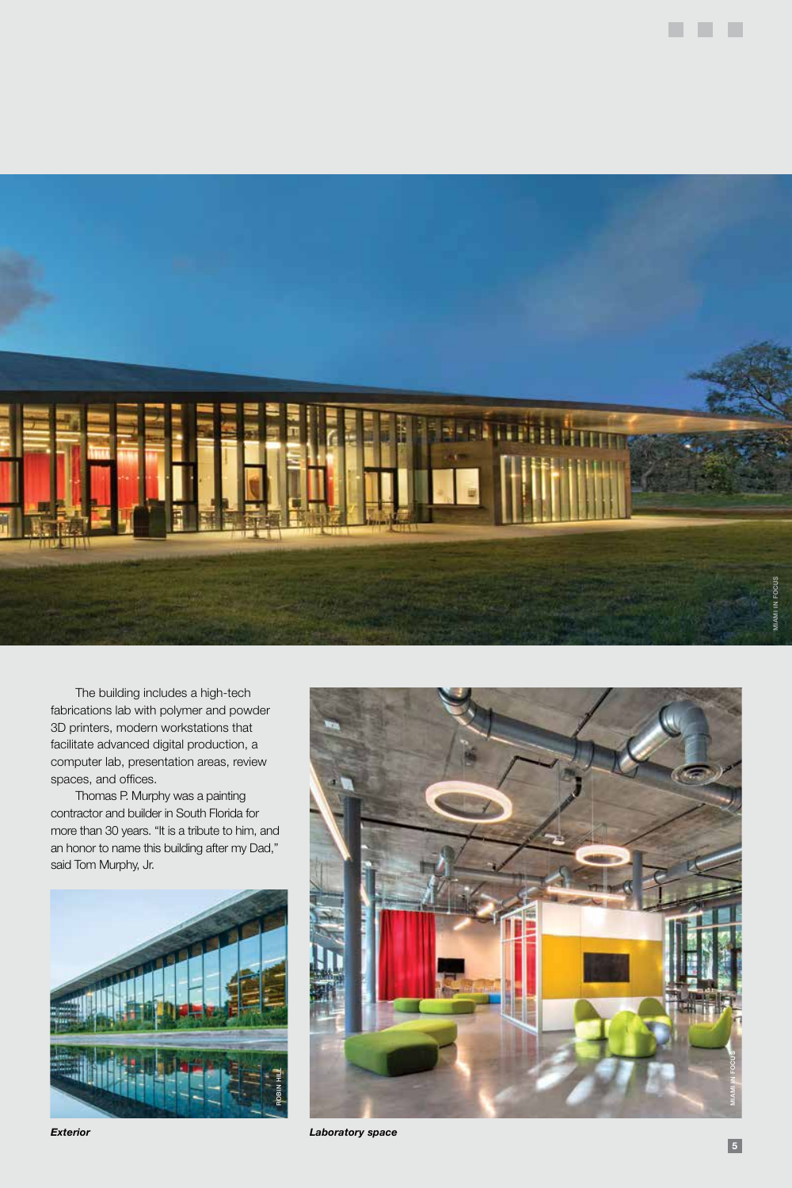The building includes a high-tech fabrications lab with polymer and powder 3D printers, modern workstations that facilitate advanced digital production, a computer lab, presentation areas, review spaces, and offices.

Thomas P. Murphy was a painting contractor and builder in South Florida for more than 30 years. "It is a tribute to him, and an honor to name this building after my Dad," said Tom Murphy, Jr.

*Exterior*

*Laboratory space*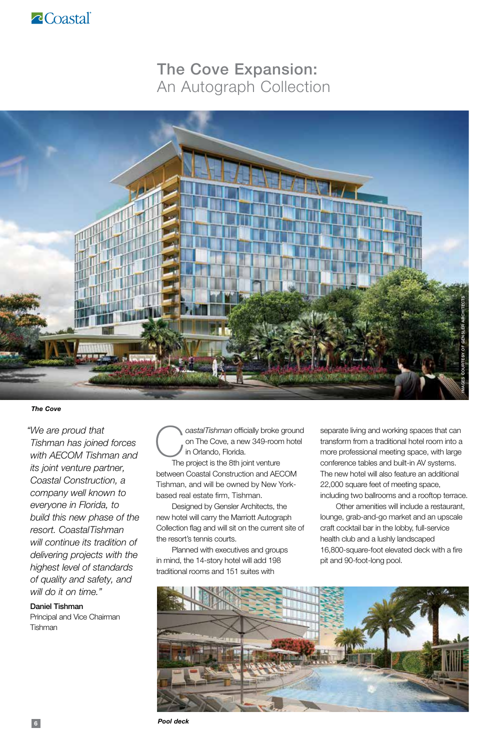# The Cove Expansion: An Autograph Collection

IMAGES COURTESY OF GENSLER ARCHITECTS

***The Cove***

*"We are proud that Tishman has joined forces with AECOM Tishman and its joint venture partner, Coastal Construction, a company well known to everyone in Florida, to build this new phase of the resort. CoastalTishman will continue its tradition of delivering projects with the highest level of standards of quality and safety, and will do it on time."*

**Daniel Tishman**
Principal and Vice Chairman
Tishman

*CoastalTishman* officially broke ground on The Cove, a new 349-room hotel in Orlando, Florida.

The project is the 8th joint venture between Coastal Construction and AECOM Tishman, and will be owned by New York-based real estate firm, Tishman.

Designed by Gensler Architects, the new hotel will carry the Marriott Autograph Collection flag and will sit on the current site of the resort's tennis courts.

Planned with executives and groups in mind, the 14-story hotel will add 198 traditional rooms and 151 suites with separate living and working spaces that can transform from a traditional hotel room into a more professional meeting space, with large conference tables and built-in AV systems. The new hotel will also feature an additional 22,000 square feet of meeting space, including two ballrooms and a rooftop terrace.

Other amenities will include a restaurant, lounge, grab-and-go market and an upscale craft cocktail bar in the lobby, full-service health club and a lushly landscaped 16,800-square-foot elevated deck with a fire pit and 90-foot-long pool.

***Pool deck***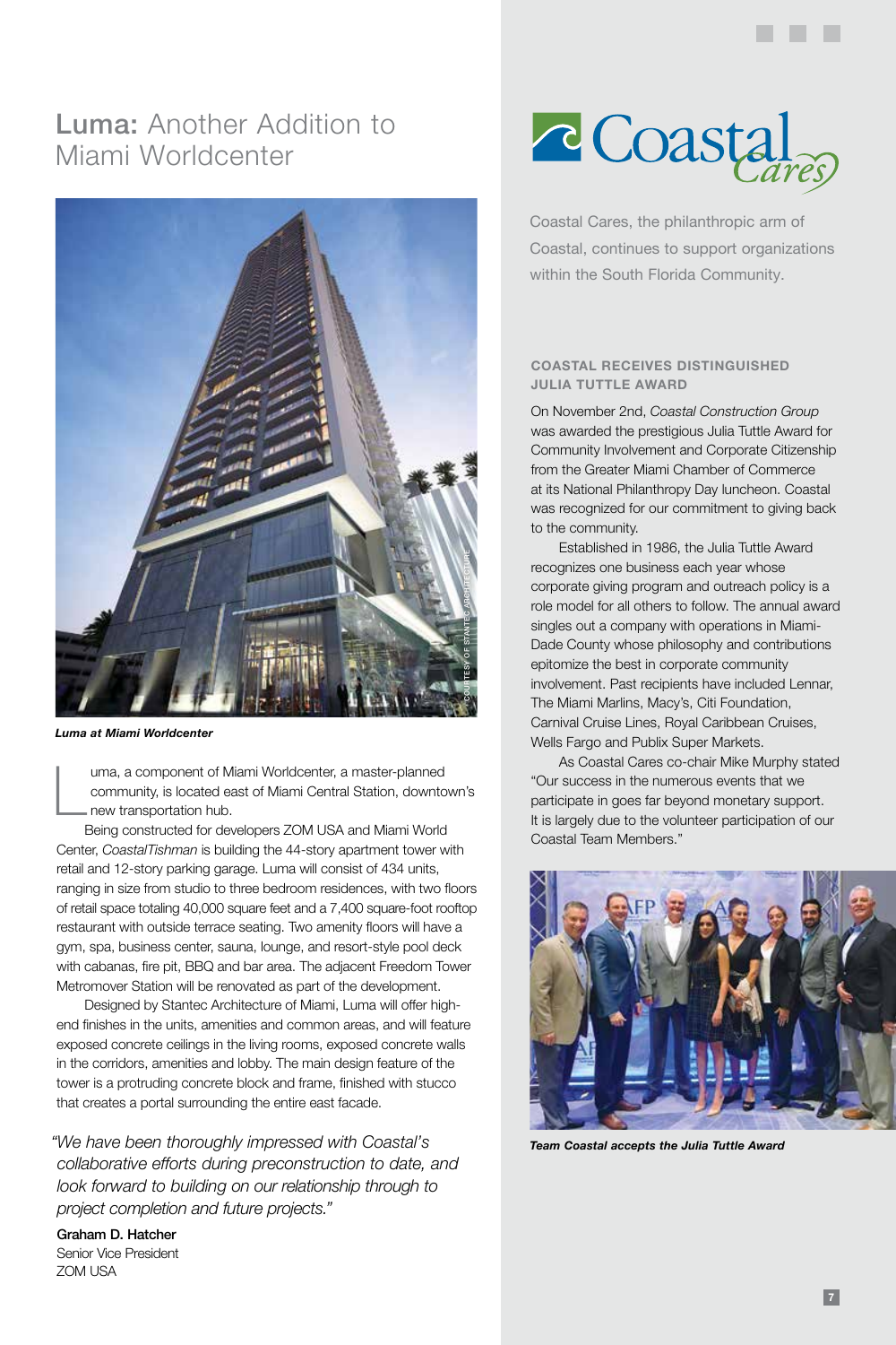# **Luma:** Another Addition to Miami Worldcenter

*Luma at Miami Worldcenter*

Luma, a component of Miami Worldcenter, a master-planned community, is located east of Miami Central Station, downtown's new transportation hub.

Being constructed for developers ZOM USA and Miami World Center, *CoastalTishman* is building the 44-story apartment tower with retail and 12-story parking garage. Luma will consist of 434 units, ranging in size from studio to three bedroom residences, with two floors of retail space totaling 40,000 square feet and a 7,400 square-foot rooftop restaurant with outside terrace seating. Two amenity floors will have a gym, spa, business center, sauna, lounge, and resort-style pool deck with cabanas, fire pit, BBQ and bar area. The adjacent Freedom Tower Metromover Station will be renovated as part of the development.

Designed by Stantec Architecture of Miami, Luma will offer high-end finishes in the units, amenities and common areas, and will feature exposed concrete ceilings in the living rooms, exposed concrete walls in the corridors, amenities and lobby. The main design feature of the tower is a protruding concrete block and frame, finished with stucco that creates a portal surrounding the entire east facade.

*"We have been thoroughly impressed with Coastal's collaborative efforts during preconstruction to date, and look forward to building on our relationship through to project completion and future projects."*

**Graham D. Hatcher**
Senior Vice President
ZOM USA

---

Coastal Cares, the philanthropic arm of Coastal, continues to support organizations within the South Florida Community.

### COASTAL RECEIVES DISTINGUISHED JULIA TUTTLE AWARD

On November 2nd, *Coastal Construction Group* was awarded the prestigious Julia Tuttle Award for Community Involvement and Corporate Citizenship from the Greater Miami Chamber of Commerce at its National Philanthropy Day luncheon. Coastal was recognized for our commitment to giving back to the community.

Established in 1986, the Julia Tuttle Award recognizes one business each year whose corporate giving program and outreach policy is a role model for all others to follow. The annual award singles out a company with operations in Miami-Dade County whose philosophy and contributions epitomize the best in corporate community involvement. Past recipients have included Lennar, The Miami Marlins, Macy's, Citi Foundation, Carnival Cruise Lines, Royal Caribbean Cruises, Wells Fargo and Publix Super Markets.

As Coastal Cares co-chair Mike Murphy stated "Our success in the numerous events that we participate in goes far beyond monetary support. It is largely due to the volunteer participation of our Coastal Team Members."

*Team Coastal accepts the Julia Tuttle Award*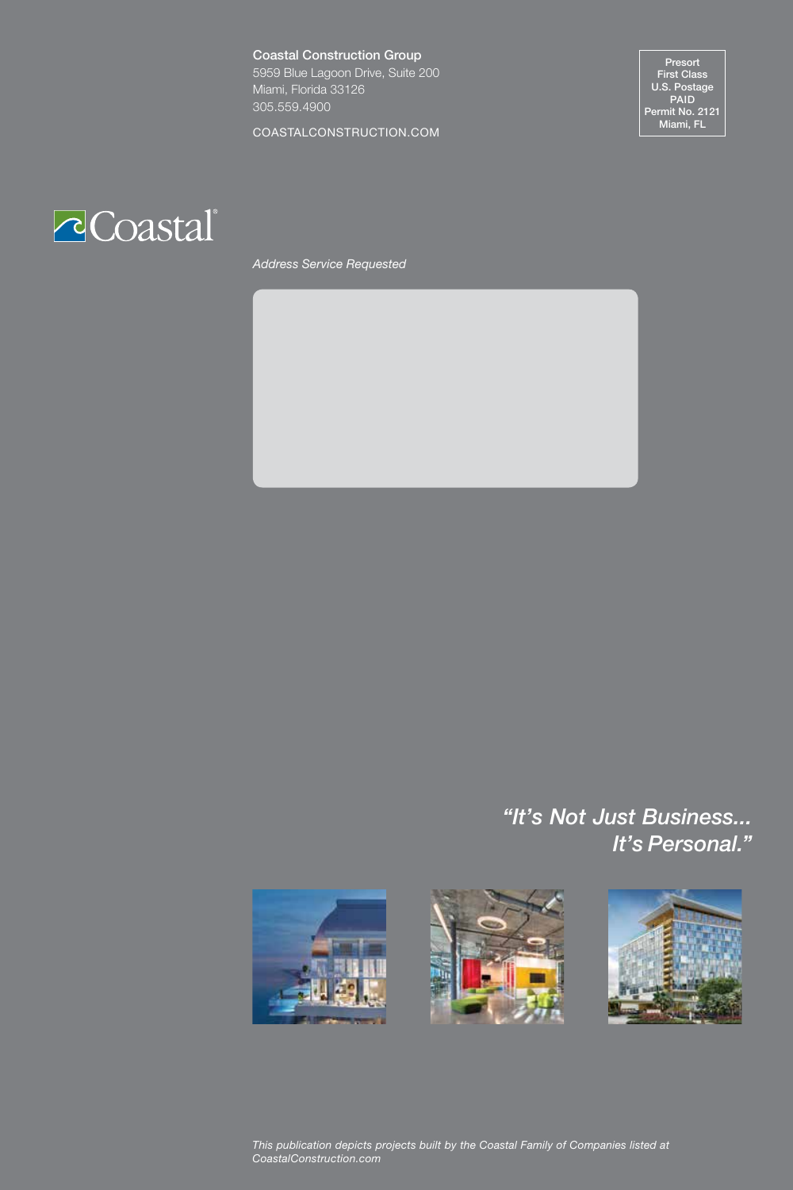**Coastal Construction Group**
5959 Blue Lagoon Drive, Suite 200
Miami, Florida 33126
305.559.4900

COASTALCONSTRUCTION.COM

Presort
First Class
U.S. Postage
PAID
Permit No. 2121
Miami, FL

Coastal®

*Address Service Requested*

***"It's Not Just Business... It's Personal."***

*This publication depicts projects built by the Coastal Family of Companies listed at CoastalConstruction.com*